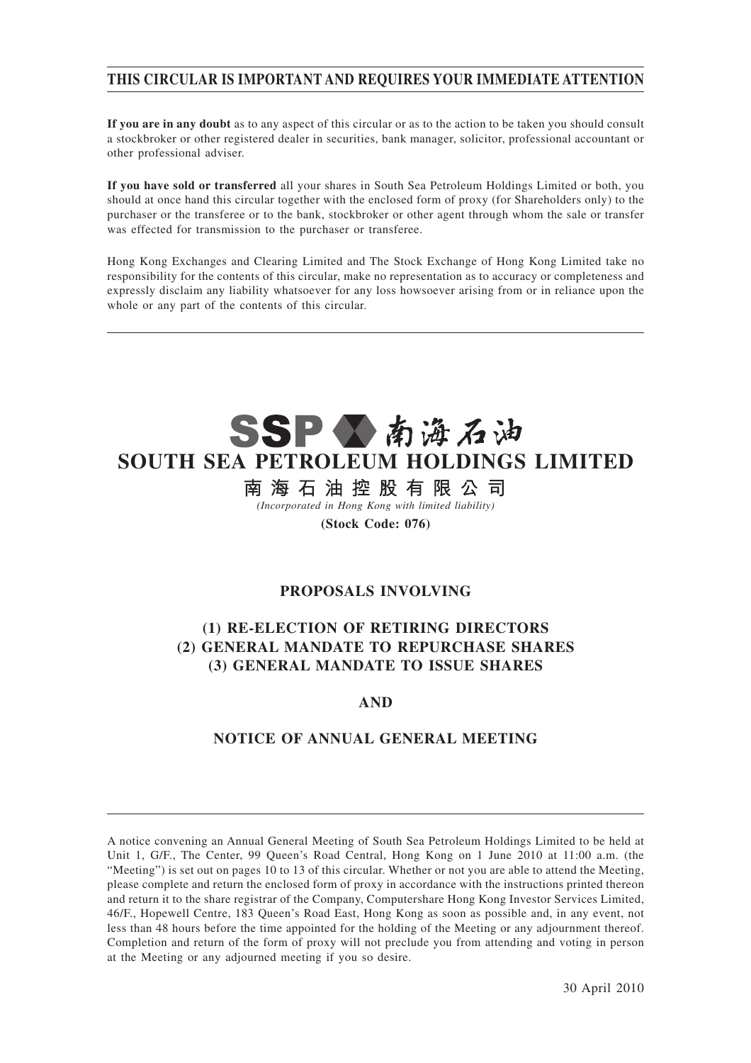**THIS CIRCULAR IS IMPORTANT AND REQUIRES YOUR IMMEDIATE ATTENTION**

**If you are in any doubt** as to any aspect of this circular or as to the action to be taken you should consult a stockbroker or other registered dealer in securities, bank manager, solicitor, professional accountant or other professional adviser.

**If you have sold or transferred** all your shares in South Sea Petroleum Holdings Limited or both, you should at once hand this circular together with the enclosed form of proxy (for Shareholders only) to the purchaser or the transferee or to the bank, stockbroker or other agent through whom the sale or transfer was effected for transmission to the purchaser or transferee.

Hong Kong Exchanges and Clearing Limited and The Stock Exchange of Hong Kong Limited take no responsibility for the contents of this circular, make no representation as to accuracy or completeness and expressly disclaim any liability whatsoever for any loss howsoever arising from or in reliance upon the whole or any part of the contents of this circular.

SSP 南海石油

# SOUTH SEA PETROLEUM HOLDINGS LIMITED

## 南海石油控股有限公司

*(Incorporated in Hong Kong with limited liability)*

**(Stock Code: 076)**

## PROPOSALS INVOLVING

## (1) RE-ELECTION OF RETIRING DIRECTORS
## (2) GENERAL MANDATE TO REPURCHASE SHARES
## (3) GENERAL MANDATE TO ISSUE SHARES

## AND

## NOTICE OF ANNUAL GENERAL MEETING

A notice convening an Annual General Meeting of South Sea Petroleum Holdings Limited to be held at Unit 1, G/F., The Center, 99 Queen's Road Central, Hong Kong on 1 June 2010 at 11:00 a.m. (the "Meeting") is set out on pages 10 to 13 of this circular. Whether or not you are able to attend the Meeting, please complete and return the enclosed form of proxy in accordance with the instructions printed thereon and return it to the share registrar of the Company, Computershare Hong Kong Investor Services Limited, 46/F., Hopewell Centre, 183 Queen's Road East, Hong Kong as soon as possible and, in any event, not less than 48 hours before the time appointed for the holding of the Meeting or any adjournment thereof. Completion and return of the form of proxy will not preclude you from attending and voting in person at the Meeting or any adjourned meeting if you so desire.

30 April 2010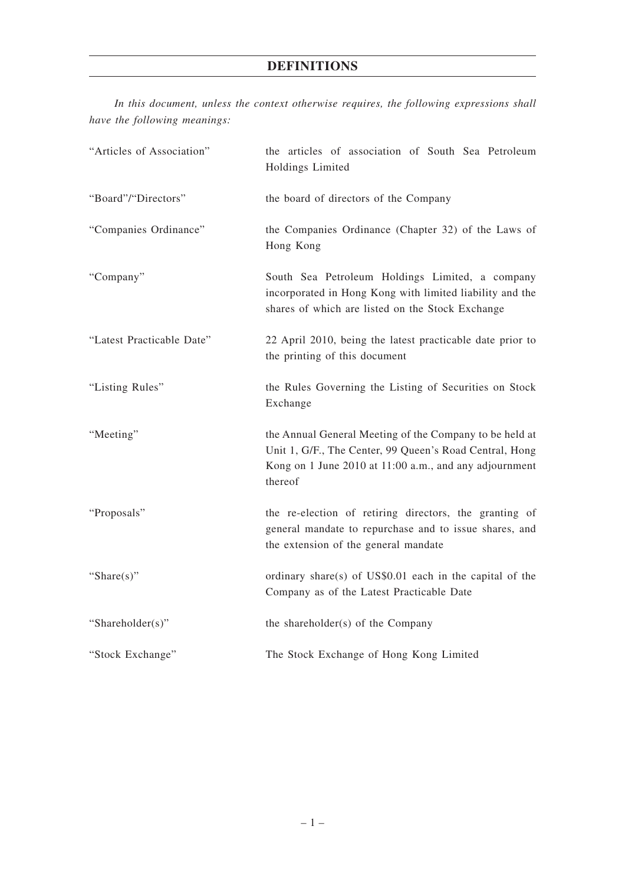# DEFINITIONS

*In this document, unless the context otherwise requires, the following expressions shall have the following meanings:*

| | |
|---|---|
| "Articles of Association" | the articles of association of South Sea Petroleum Holdings Limited |
| "Board"/"Directors" | the board of directors of the Company |
| "Companies Ordinance" | the Companies Ordinance (Chapter 32) of the Laws of Hong Kong |
| "Company" | South Sea Petroleum Holdings Limited, a company incorporated in Hong Kong with limited liability and the shares of which are listed on the Stock Exchange |
| "Latest Practicable Date" | 22 April 2010, being the latest practicable date prior to the printing of this document |
| "Listing Rules" | the Rules Governing the Listing of Securities on Stock Exchange |
| "Meeting" | the Annual General Meeting of the Company to be held at Unit 1, G/F., The Center, 99 Queen's Road Central, Hong Kong on 1 June 2010 at 11:00 a.m., and any adjournment thereof |
| "Proposals" | the re-election of retiring directors, the granting of general mandate to repurchase and to issue shares, and the extension of the general mandate |
| "Share(s)" | ordinary share(s) of US$0.01 each in the capital of the Company as of the Latest Practicable Date |
| "Shareholder(s)" | the shareholder(s) of the Company |
| "Stock Exchange" | The Stock Exchange of Hong Kong Limited |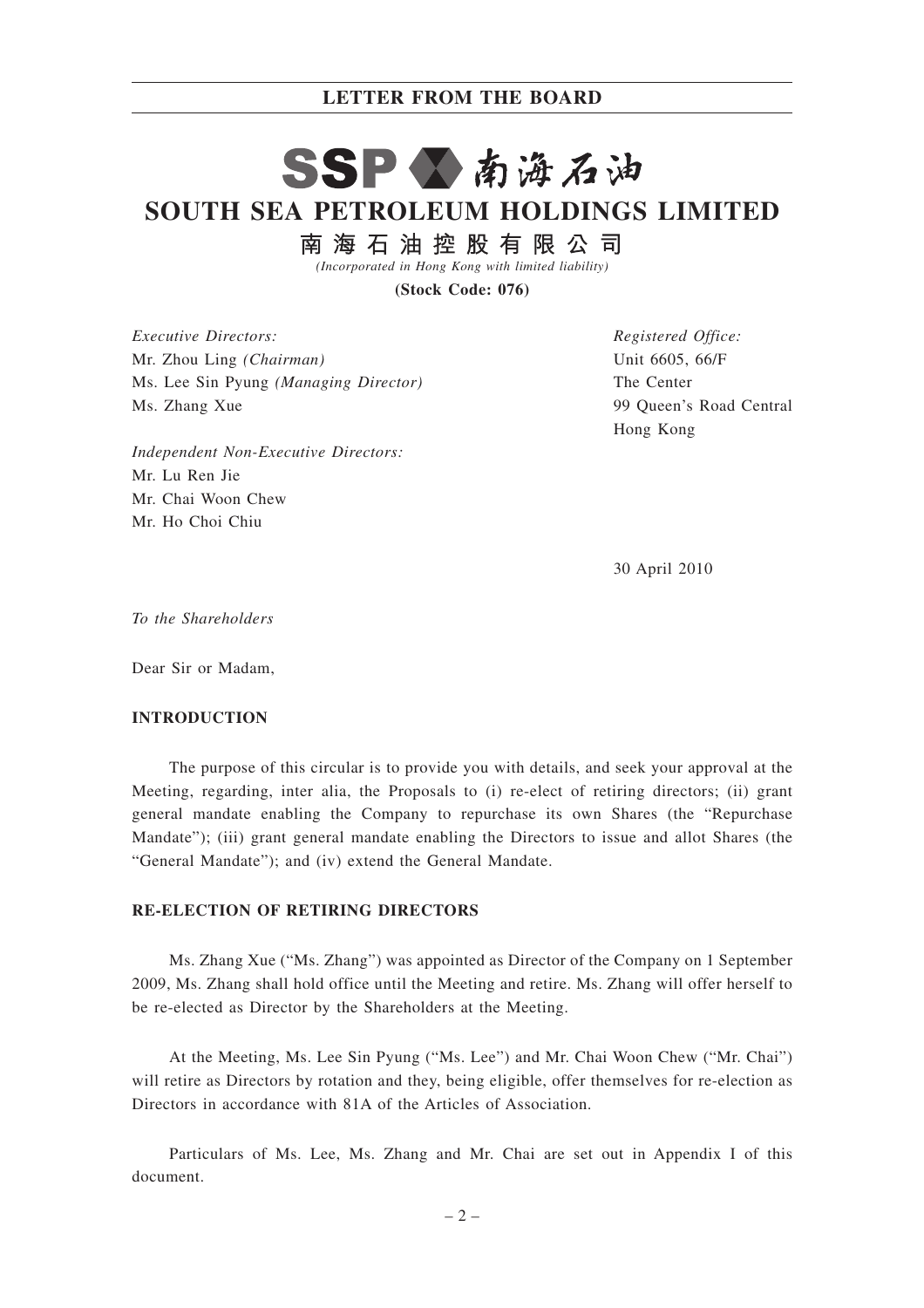SSP 南海石油

# SOUTH SEA PETROLEUM HOLDINGS LIMITED

**南海石油控股有限公司**

*(Incorporated in Hong Kong with limited liability)*

**(Stock Code: 076)**

*Executive Directors:*
Mr. Zhou Ling *(Chairman)*
Ms. Lee Sin Pyung *(Managing Director)*
Ms. Zhang Xue

*Independent Non-Executive Directors:*
Mr. Lu Ren Jie
Mr. Chai Woon Chew
Mr. Ho Choi Chiu

*Registered Office:*
Unit 6605, 66/F
The Center
99 Queen's Road Central
Hong Kong

30 April 2010

*To the Shareholders*

Dear Sir or Madam,

## INTRODUCTION

The purpose of this circular is to provide you with details, and seek your approval at the Meeting, regarding, inter alia, the Proposals to (i) re-elect of retiring directors; (ii) grant general mandate enabling the Company to repurchase its own Shares (the "Repurchase Mandate"); (iii) grant general mandate enabling the Directors to issue and allot Shares (the "General Mandate"); and (iv) extend the General Mandate.

## RE-ELECTION OF RETIRING DIRECTORS

Ms. Zhang Xue ("Ms. Zhang") was appointed as Director of the Company on 1 September 2009, Ms. Zhang shall hold office until the Meeting and retire. Ms. Zhang will offer herself to be re-elected as Director by the Shareholders at the Meeting.

At the Meeting, Ms. Lee Sin Pyung ("Ms. Lee") and Mr. Chai Woon Chew ("Mr. Chai") will retire as Directors by rotation and they, being eligible, offer themselves for re-election as Directors in accordance with 81A of the Articles of Association.

Particulars of Ms. Lee, Ms. Zhang and Mr. Chai are set out in Appendix I of this document.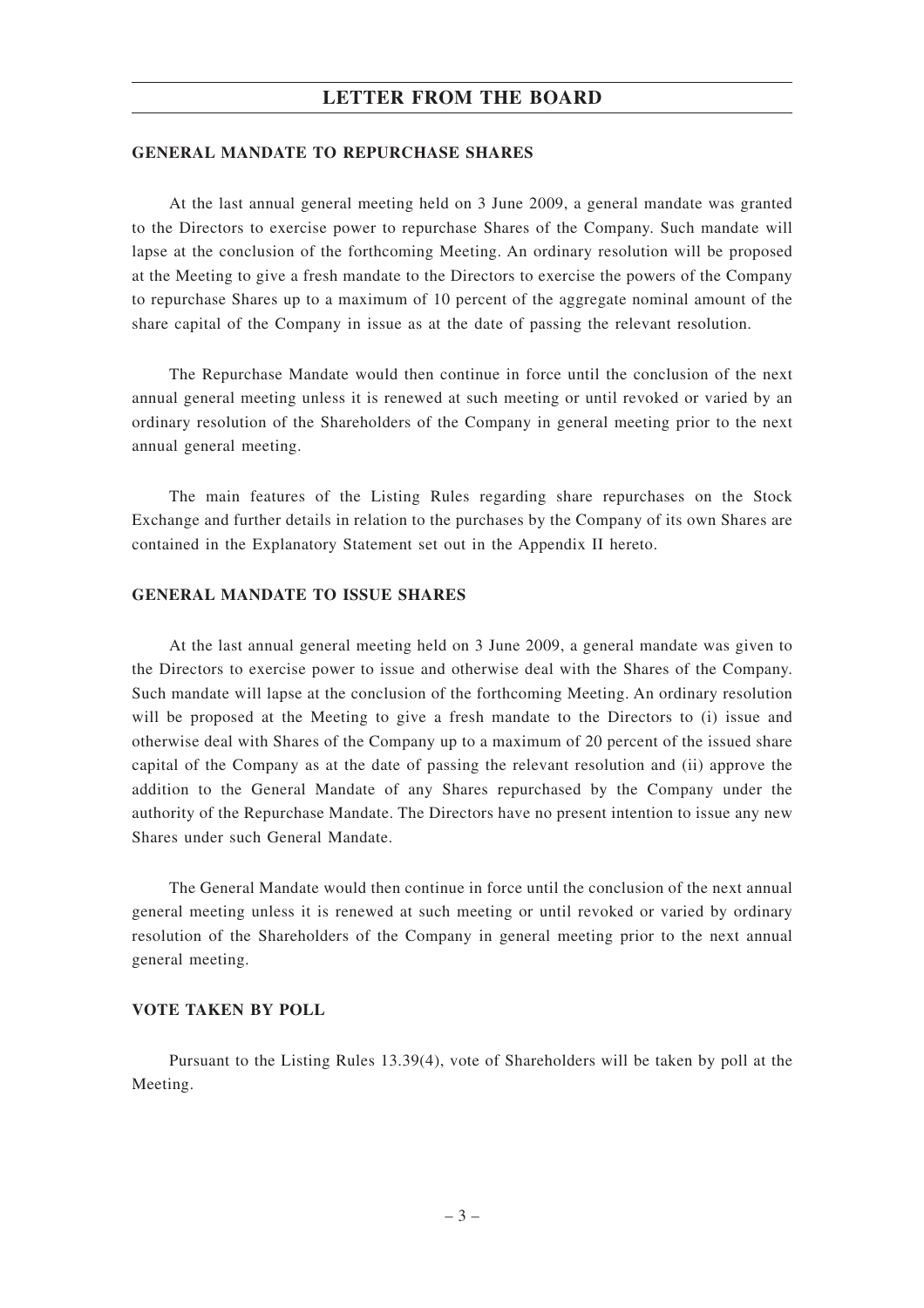## GENERAL MANDATE TO REPURCHASE SHARES

At the last annual general meeting held on 3 June 2009, a general mandate was granted to the Directors to exercise power to repurchase Shares of the Company. Such mandate will lapse at the conclusion of the forthcoming Meeting. An ordinary resolution will be proposed at the Meeting to give a fresh mandate to the Directors to exercise the powers of the Company to repurchase Shares up to a maximum of 10 percent of the aggregate nominal amount of the share capital of the Company in issue as at the date of passing the relevant resolution.

The Repurchase Mandate would then continue in force until the conclusion of the next annual general meeting unless it is renewed at such meeting or until revoked or varied by an ordinary resolution of the Shareholders of the Company in general meeting prior to the next annual general meeting.

The main features of the Listing Rules regarding share repurchases on the Stock Exchange and further details in relation to the purchases by the Company of its own Shares are contained in the Explanatory Statement set out in the Appendix II hereto.

## GENERAL MANDATE TO ISSUE SHARES

At the last annual general meeting held on 3 June 2009, a general mandate was given to the Directors to exercise power to issue and otherwise deal with the Shares of the Company. Such mandate will lapse at the conclusion of the forthcoming Meeting. An ordinary resolution will be proposed at the Meeting to give a fresh mandate to the Directors to (i) issue and otherwise deal with Shares of the Company up to a maximum of 20 percent of the issued share capital of the Company as at the date of passing the relevant resolution and (ii) approve the addition to the General Mandate of any Shares repurchased by the Company under the authority of the Repurchase Mandate. The Directors have no present intention to issue any new Shares under such General Mandate.

The General Mandate would then continue in force until the conclusion of the next annual general meeting unless it is renewed at such meeting or until revoked or varied by ordinary resolution of the Shareholders of the Company in general meeting prior to the next annual general meeting.

## VOTE TAKEN BY POLL

Pursuant to the Listing Rules 13.39(4), vote of Shareholders will be taken by poll at the Meeting.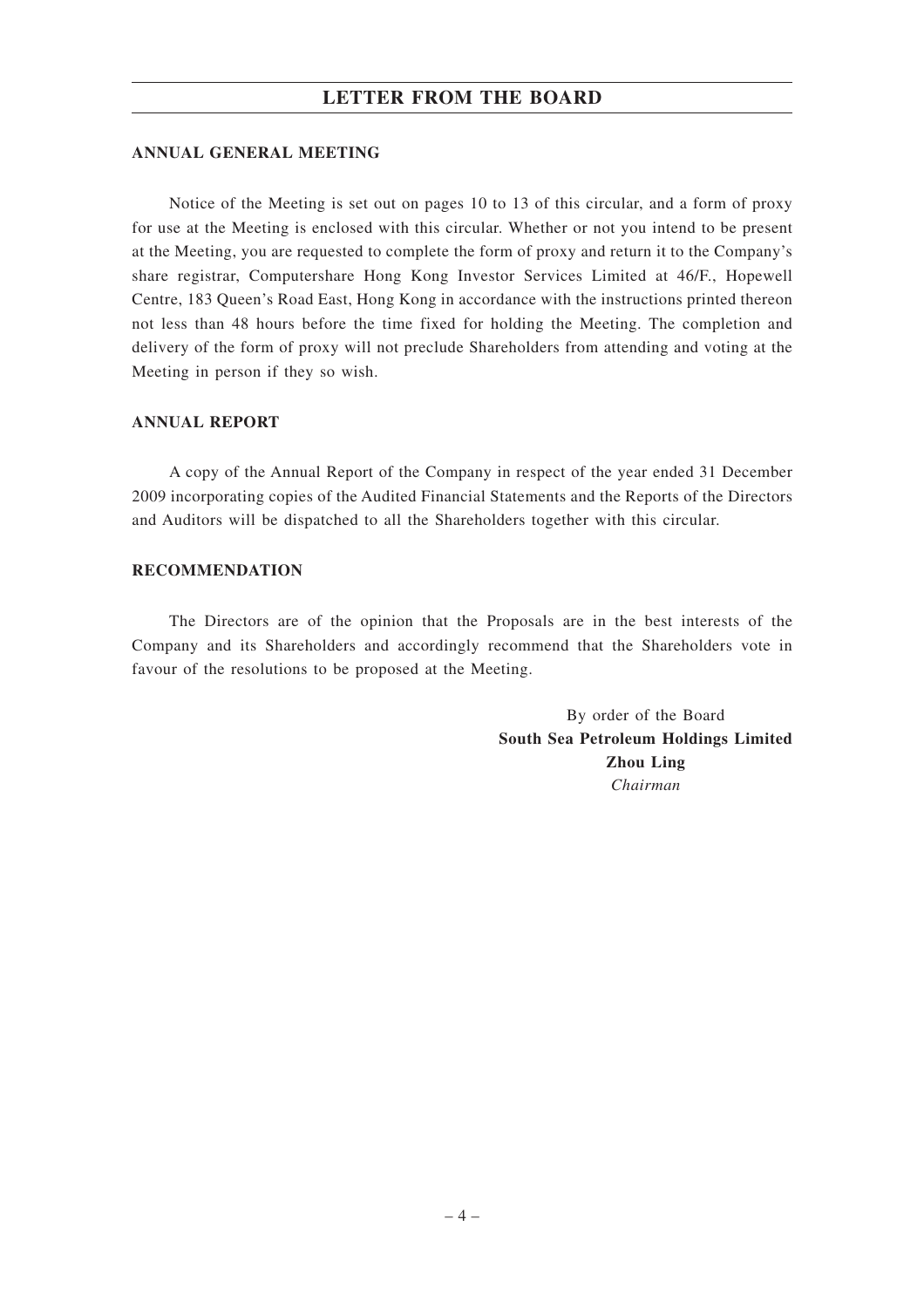## LETTER FROM THE BOARD

### ANNUAL GENERAL MEETING

Notice of the Meeting is set out on pages 10 to 13 of this circular, and a form of proxy for use at the Meeting is enclosed with this circular. Whether or not you intend to be present at the Meeting, you are requested to complete the form of proxy and return it to the Company's share registrar, Computershare Hong Kong Investor Services Limited at 46/F., Hopewell Centre, 183 Queen's Road East, Hong Kong in accordance with the instructions printed thereon not less than 48 hours before the time fixed for holding the Meeting. The completion and delivery of the form of proxy will not preclude Shareholders from attending and voting at the Meeting in person if they so wish.

### ANNUAL REPORT

A copy of the Annual Report of the Company in respect of the year ended 31 December 2009 incorporating copies of the Audited Financial Statements and the Reports of the Directors and Auditors will be dispatched to all the Shareholders together with this circular.

### RECOMMENDATION

The Directors are of the opinion that the Proposals are in the best interests of the Company and its Shareholders and accordingly recommend that the Shareholders vote in favour of the resolutions to be proposed at the Meeting.

By order of the Board
**South Sea Petroleum Holdings Limited**
**Zhou Ling**
*Chairman*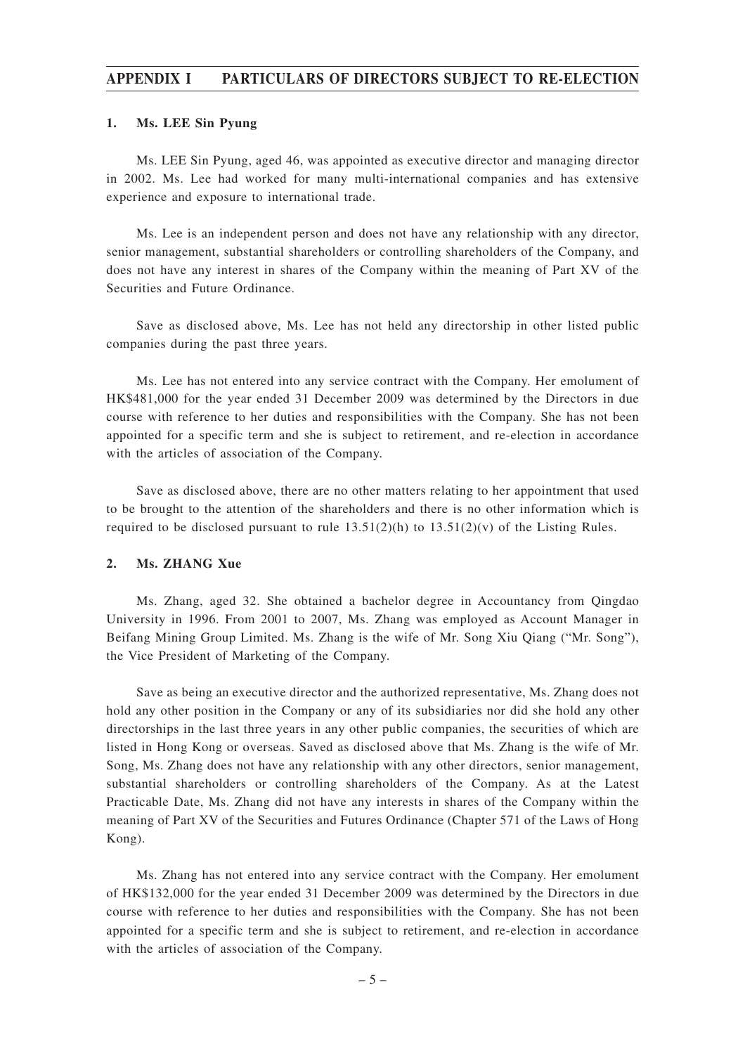# APPENDIX I PARTICULARS OF DIRECTORS SUBJECT TO RE-ELECTION

## 1. Ms. LEE Sin Pyung

Ms. LEE Sin Pyung, aged 46, was appointed as executive director and managing director in 2002. Ms. Lee had worked for many multi-international companies and has extensive experience and exposure to international trade.

Ms. Lee is an independent person and does not have any relationship with any director, senior management, substantial shareholders or controlling shareholders of the Company, and does not have any interest in shares of the Company within the meaning of Part XV of the Securities and Future Ordinance.

Save as disclosed above, Ms. Lee has not held any directorship in other listed public companies during the past three years.

Ms. Lee has not entered into any service contract with the Company. Her emolument of HK$481,000 for the year ended 31 December 2009 was determined by the Directors in due course with reference to her duties and responsibilities with the Company. She has not been appointed for a specific term and she is subject to retirement, and re-election in accordance with the articles of association of the Company.

Save as disclosed above, there are no other matters relating to her appointment that used to be brought to the attention of the shareholders and there is no other information which is required to be disclosed pursuant to rule 13.51(2)(h) to 13.51(2)(v) of the Listing Rules.

## 2. Ms. ZHANG Xue

Ms. Zhang, aged 32. She obtained a bachelor degree in Accountancy from Qingdao University in 1996. From 2001 to 2007, Ms. Zhang was employed as Account Manager in Beifang Mining Group Limited. Ms. Zhang is the wife of Mr. Song Xiu Qiang ("Mr. Song"), the Vice President of Marketing of the Company.

Save as being an executive director and the authorized representative, Ms. Zhang does not hold any other position in the Company or any of its subsidiaries nor did she hold any other directorships in the last three years in any other public companies, the securities of which are listed in Hong Kong or overseas. Saved as disclosed above that Ms. Zhang is the wife of Mr. Song, Ms. Zhang does not have any relationship with any other directors, senior management, substantial shareholders or controlling shareholders of the Company. As at the Latest Practicable Date, Ms. Zhang did not have any interests in shares of the Company within the meaning of Part XV of the Securities and Futures Ordinance (Chapter 571 of the Laws of Hong Kong).

Ms. Zhang has not entered into any service contract with the Company. Her emolument of HK$132,000 for the year ended 31 December 2009 was determined by the Directors in due course with reference to her duties and responsibilities with the Company. She has not been appointed for a specific term and she is subject to retirement, and re-election in accordance with the articles of association of the Company.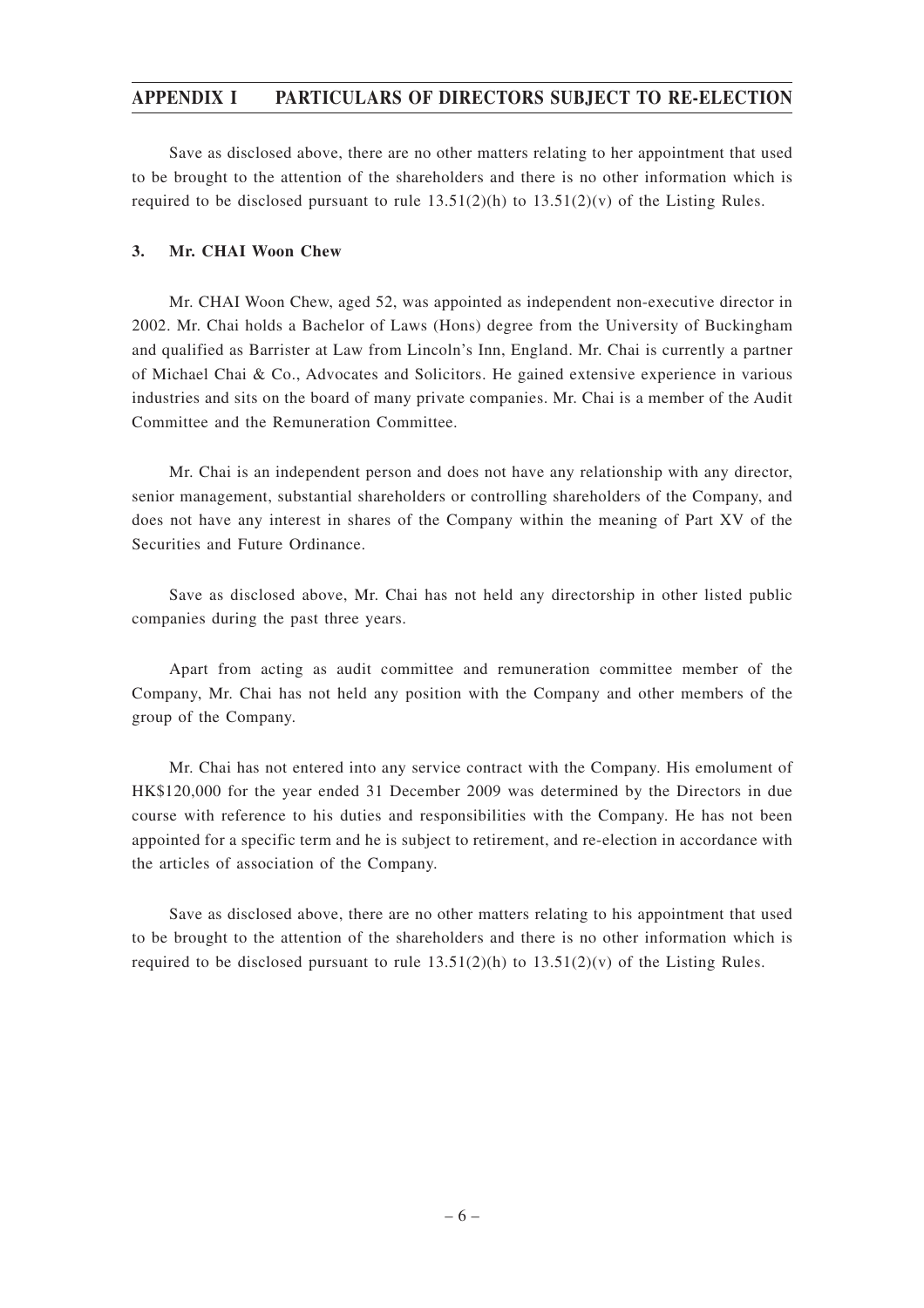Save as disclosed above, there are no other matters relating to her appointment that used to be brought to the attention of the shareholders and there is no other information which is required to be disclosed pursuant to rule 13.51(2)(h) to 13.51(2)(v) of the Listing Rules.

### 3. Mr. CHAI Woon Chew

Mr. CHAI Woon Chew, aged 52, was appointed as independent non-executive director in 2002. Mr. Chai holds a Bachelor of Laws (Hons) degree from the University of Buckingham and qualified as Barrister at Law from Lincoln's Inn, England. Mr. Chai is currently a partner of Michael Chai & Co., Advocates and Solicitors. He gained extensive experience in various industries and sits on the board of many private companies. Mr. Chai is a member of the Audit Committee and the Remuneration Committee.

Mr. Chai is an independent person and does not have any relationship with any director, senior management, substantial shareholders or controlling shareholders of the Company, and does not have any interest in shares of the Company within the meaning of Part XV of the Securities and Future Ordinance.

Save as disclosed above, Mr. Chai has not held any directorship in other listed public companies during the past three years.

Apart from acting as audit committee and remuneration committee member of the Company, Mr. Chai has not held any position with the Company and other members of the group of the Company.

Mr. Chai has not entered into any service contract with the Company. His emolument of HK$120,000 for the year ended 31 December 2009 was determined by the Directors in due course with reference to his duties and responsibilities with the Company. He has not been appointed for a specific term and he is subject to retirement, and re-election in accordance with the articles of association of the Company.

Save as disclosed above, there are no other matters relating to his appointment that used to be brought to the attention of the shareholders and there is no other information which is required to be disclosed pursuant to rule 13.51(2)(h) to 13.51(2)(v) of the Listing Rules.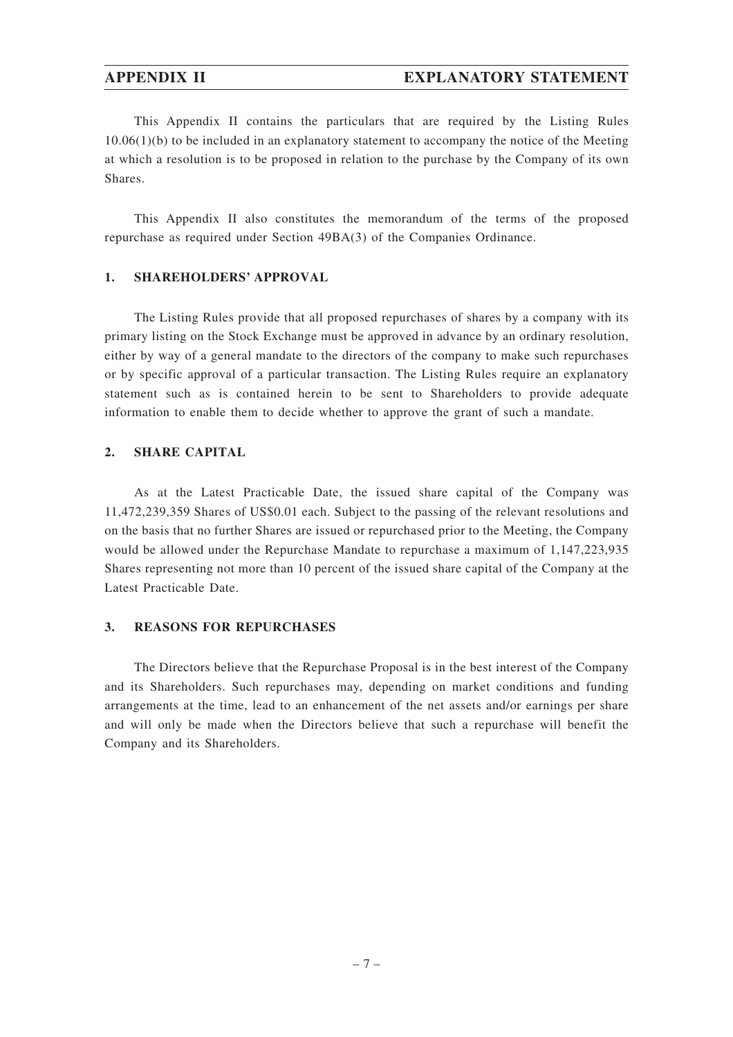# APPENDIX II EXPLANATORY STATEMENT

This Appendix II contains the particulars that are required by the Listing Rules 10.06(1)(b) to be included in an explanatory statement to accompany the notice of the Meeting at which a resolution is to be proposed in relation to the purchase by the Company of its own Shares.

This Appendix II also constitutes the memorandum of the terms of the proposed repurchase as required under Section 49BA(3) of the Companies Ordinance.

## 1. SHAREHOLDERS' APPROVAL

The Listing Rules provide that all proposed repurchases of shares by a company with its primary listing on the Stock Exchange must be approved in advance by an ordinary resolution, either by way of a general mandate to the directors of the company to make such repurchases or by specific approval of a particular transaction. The Listing Rules require an explanatory statement such as is contained herein to be sent to Shareholders to provide adequate information to enable them to decide whether to approve the grant of such a mandate.

## 2. SHARE CAPITAL

As at the Latest Practicable Date, the issued share capital of the Company was 11,472,239,359 Shares of US$0.01 each. Subject to the passing of the relevant resolutions and on the basis that no further Shares are issued or repurchased prior to the Meeting, the Company would be allowed under the Repurchase Mandate to repurchase a maximum of 1,147,223,935 Shares representing not more than 10 percent of the issued share capital of the Company at the Latest Practicable Date.

## 3. REASONS FOR REPURCHASES

The Directors believe that the Repurchase Proposal is in the best interest of the Company and its Shareholders. Such repurchases may, depending on market conditions and funding arrangements at the time, lead to an enhancement of the net assets and/or earnings per share and will only be made when the Directors believe that such a repurchase will benefit the Company and its Shareholders.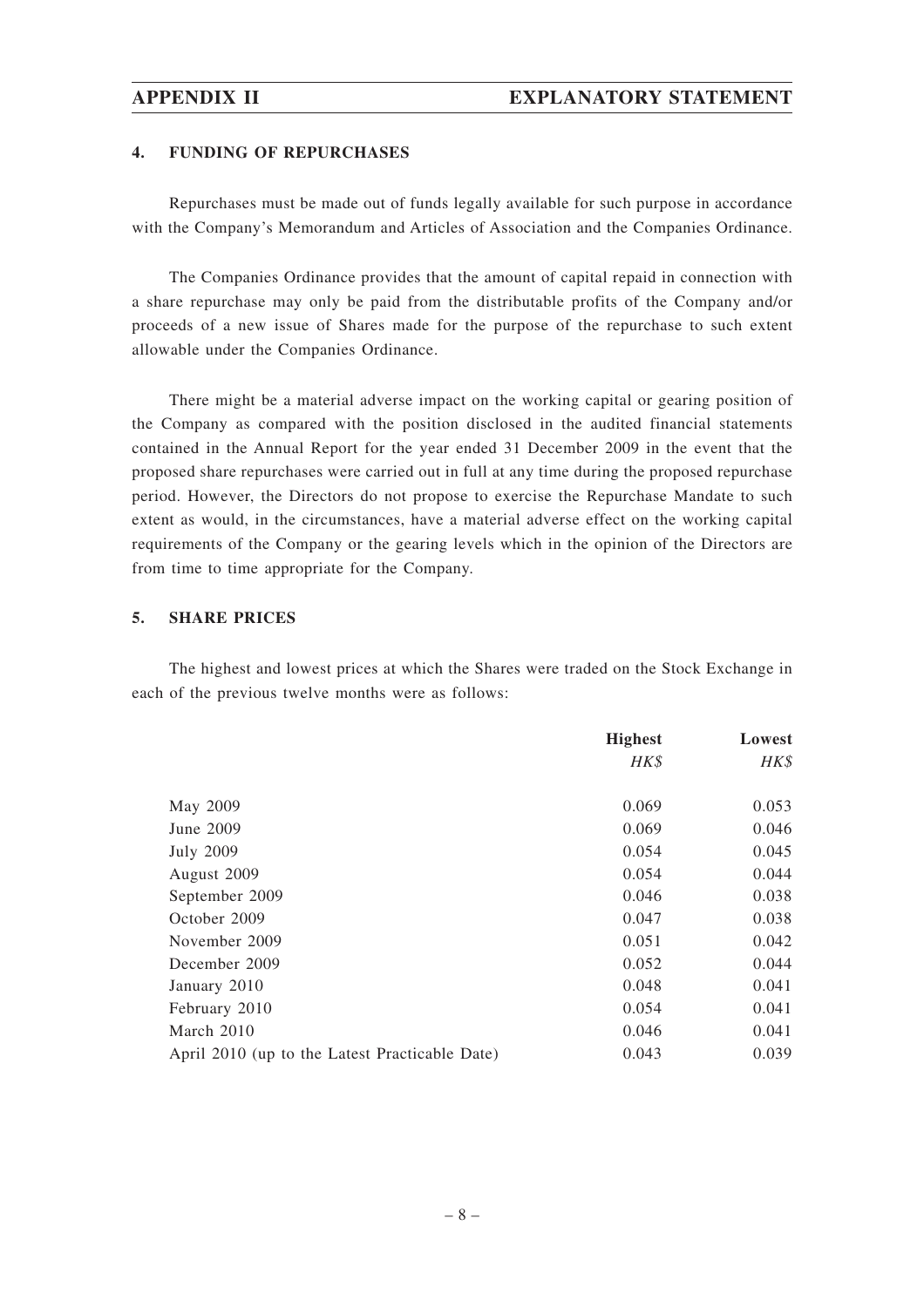#### 4. FUNDING OF REPURCHASES

Repurchases must be made out of funds legally available for such purpose in accordance with the Company's Memorandum and Articles of Association and the Companies Ordinance.

The Companies Ordinance provides that the amount of capital repaid in connection with a share repurchase may only be paid from the distributable profits of the Company and/or proceeds of a new issue of Shares made for the purpose of the repurchase to such extent allowable under the Companies Ordinance.

There might be a material adverse impact on the working capital or gearing position of the Company as compared with the position disclosed in the audited financial statements contained in the Annual Report for the year ended 31 December 2009 in the event that the proposed share repurchases were carried out in full at any time during the proposed repurchase period. However, the Directors do not propose to exercise the Repurchase Mandate to such extent as would, in the circumstances, have a material adverse effect on the working capital requirements of the Company or the gearing levels which in the opinion of the Directors are from time to time appropriate for the Company.

#### 5. SHARE PRICES

The highest and lowest prices at which the Shares were traded on the Stock Exchange in each of the previous twelve months were as follows:

| | **Highest** | **Lowest** |
|---|---|---|
| | *HK$* | *HK$* |
| May 2009 | 0.069 | 0.053 |
| June 2009 | 0.069 | 0.046 |
| July 2009 | 0.054 | 0.045 |
| August 2009 | 0.054 | 0.044 |
| September 2009 | 0.046 | 0.038 |
| October 2009 | 0.047 | 0.038 |
| November 2009 | 0.051 | 0.042 |
| December 2009 | 0.052 | 0.044 |
| January 2010 | 0.048 | 0.041 |
| February 2010 | 0.054 | 0.041 |
| March 2010 | 0.046 | 0.041 |
| April 2010 (up to the Latest Practicable Date) | 0.043 | 0.039 |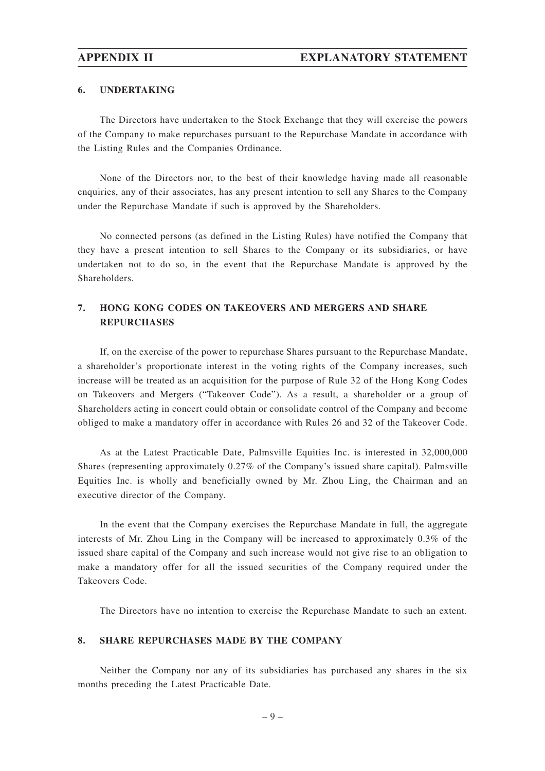## 6. UNDERTAKING

The Directors have undertaken to the Stock Exchange that they will exercise the powers of the Company to make repurchases pursuant to the Repurchase Mandate in accordance with the Listing Rules and the Companies Ordinance.

None of the Directors nor, to the best of their knowledge having made all reasonable enquiries, any of their associates, has any present intention to sell any Shares to the Company under the Repurchase Mandate if such is approved by the Shareholders.

No connected persons (as defined in the Listing Rules) have notified the Company that they have a present intention to sell Shares to the Company or its subsidiaries, or have undertaken not to do so, in the event that the Repurchase Mandate is approved by the Shareholders.

## 7. HONG KONG CODES ON TAKEOVERS AND MERGERS AND SHARE REPURCHASES

If, on the exercise of the power to repurchase Shares pursuant to the Repurchase Mandate, a shareholder's proportionate interest in the voting rights of the Company increases, such increase will be treated as an acquisition for the purpose of Rule 32 of the Hong Kong Codes on Takeovers and Mergers ("Takeover Code"). As a result, a shareholder or a group of Shareholders acting in concert could obtain or consolidate control of the Company and become obliged to make a mandatory offer in accordance with Rules 26 and 32 of the Takeover Code.

As at the Latest Practicable Date, Palmsville Equities Inc. is interested in 32,000,000 Shares (representing approximately 0.27% of the Company's issued share capital). Palmsville Equities Inc. is wholly and beneficially owned by Mr. Zhou Ling, the Chairman and an executive director of the Company.

In the event that the Company exercises the Repurchase Mandate in full, the aggregate interests of Mr. Zhou Ling in the Company will be increased to approximately 0.3% of the issued share capital of the Company and such increase would not give rise to an obligation to make a mandatory offer for all the issued securities of the Company required under the Takeovers Code.

The Directors have no intention to exercise the Repurchase Mandate to such an extent.

## 8. SHARE REPURCHASES MADE BY THE COMPANY

Neither the Company nor any of its subsidiaries has purchased any shares in the six months preceding the Latest Practicable Date.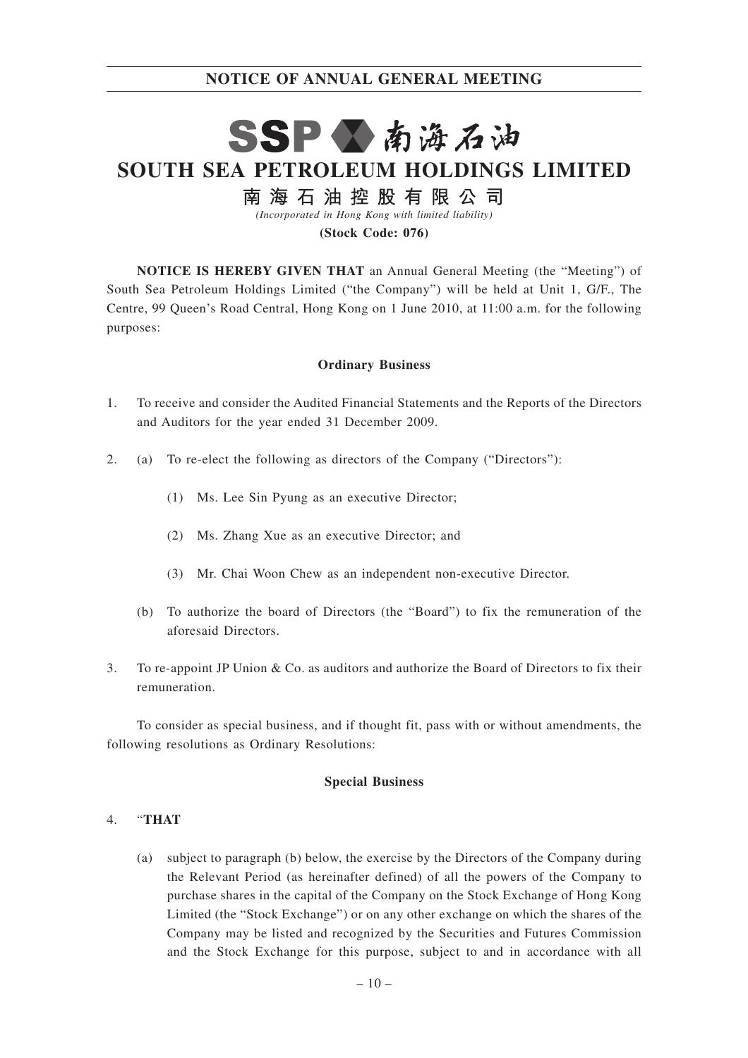# NOTICE OF ANNUAL GENERAL MEETING

SSP 南海石油

# SOUTH SEA PETROLEUM HOLDINGS LIMITED

## 南海石油控股有限公司

*(Incorporated in Hong Kong with limited liability)*

**(Stock Code: 076)**

**NOTICE IS HEREBY GIVEN THAT** an Annual General Meeting (the "Meeting") of South Sea Petroleum Holdings Limited ("the Company") will be held at Unit 1, G/F., The Centre, 99 Queen's Road Central, Hong Kong on 1 June 2010, at 11:00 a.m. for the following purposes:

**Ordinary Business**

1. To receive and consider the Audited Financial Statements and the Reports of the Directors and Auditors for the year ended 31 December 2009.

2. (a) To re-elect the following as directors of the Company ("Directors"):

   (1) Ms. Lee Sin Pyung as an executive Director;

   (2) Ms. Zhang Xue as an executive Director; and

   (3) Mr. Chai Woon Chew as an independent non-executive Director.

   (b) To authorize the board of Directors (the "Board") to fix the remuneration of the aforesaid Directors.

3. To re-appoint JP Union & Co. as auditors and authorize the Board of Directors to fix their remuneration.

To consider as special business, and if thought fit, pass with or without amendments, the following resolutions as Ordinary Resolutions:

**Special Business**

4. "**THAT**

   (a) subject to paragraph (b) below, the exercise by the Directors of the Company during the Relevant Period (as hereinafter defined) of all the powers of the Company to purchase shares in the capital of the Company on the Stock Exchange of Hong Kong Limited (the "Stock Exchange") or on any other exchange on which the shares of the Company may be listed and recognized by the Securities and Futures Commission and the Stock Exchange for this purpose, subject to and in accordance with all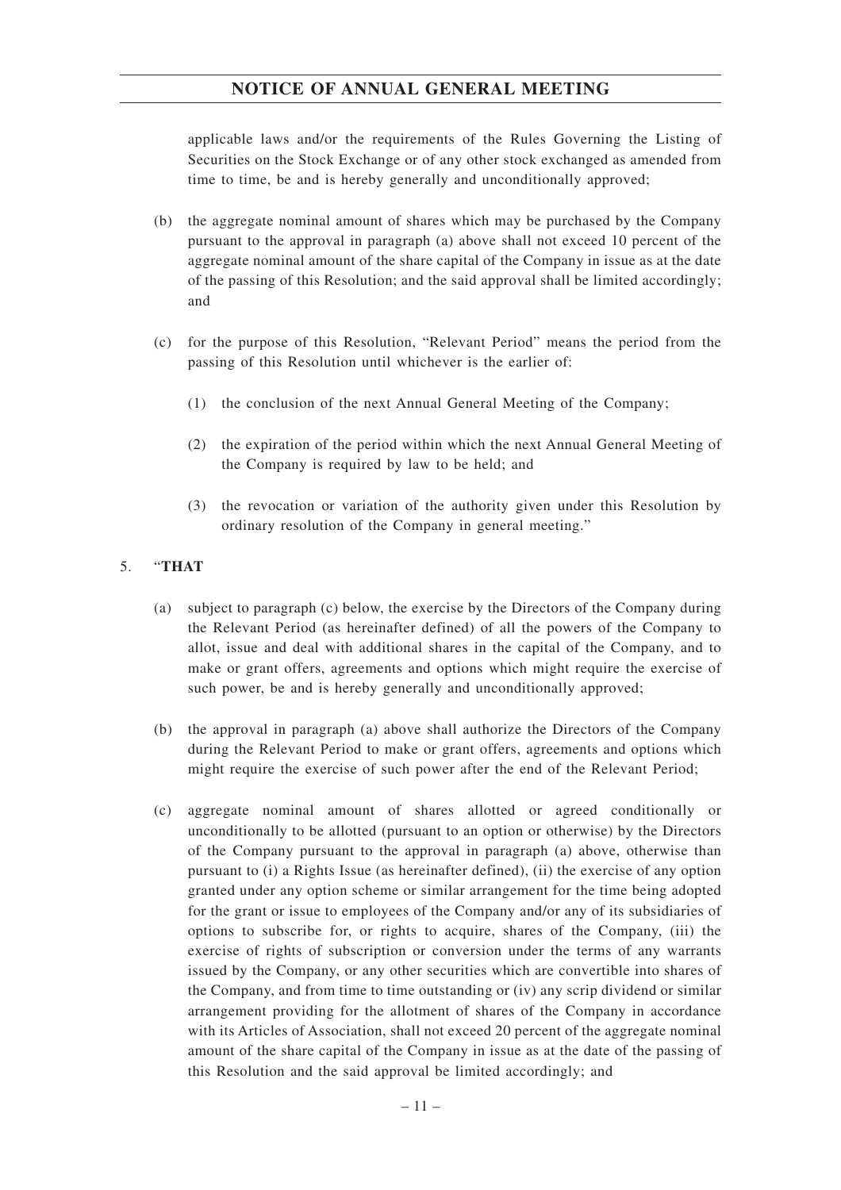applicable laws and/or the requirements of the Rules Governing the Listing of Securities on the Stock Exchange or of any other stock exchanged as amended from time to time, be and is hereby generally and unconditionally approved;

(b) the aggregate nominal amount of shares which may be purchased by the Company pursuant to the approval in paragraph (a) above shall not exceed 10 percent of the aggregate nominal amount of the share capital of the Company in issue as at the date of the passing of this Resolution; and the said approval shall be limited accordingly; and

(c) for the purpose of this Resolution, "Relevant Period" means the period from the passing of this Resolution until whichever is the earlier of:

(1) the conclusion of the next Annual General Meeting of the Company;

(2) the expiration of the period within which the next Annual General Meeting of the Company is required by law to be held; and

(3) the revocation or variation of the authority given under this Resolution by ordinary resolution of the Company in general meeting."

5. "**THAT**

(a) subject to paragraph (c) below, the exercise by the Directors of the Company during the Relevant Period (as hereinafter defined) of all the powers of the Company to allot, issue and deal with additional shares in the capital of the Company, and to make or grant offers, agreements and options which might require the exercise of such power, be and is hereby generally and unconditionally approved;

(b) the approval in paragraph (a) above shall authorize the Directors of the Company during the Relevant Period to make or grant offers, agreements and options which might require the exercise of such power after the end of the Relevant Period;

(c) aggregate nominal amount of shares allotted or agreed conditionally or unconditionally to be allotted (pursuant to an option or otherwise) by the Directors of the Company pursuant to the approval in paragraph (a) above, otherwise than pursuant to (i) a Rights Issue (as hereinafter defined), (ii) the exercise of any option granted under any option scheme or similar arrangement for the time being adopted for the grant or issue to employees of the Company and/or any of its subsidiaries of options to subscribe for, or rights to acquire, shares of the Company, (iii) the exercise of rights of subscription or conversion under the terms of any warrants issued by the Company, or any other securities which are convertible into shares of the Company, and from time to time outstanding or (iv) any scrip dividend or similar arrangement providing for the allotment of shares of the Company in accordance with its Articles of Association, shall not exceed 20 percent of the aggregate nominal amount of the share capital of the Company in issue as at the date of the passing of this Resolution and the said approval be limited accordingly; and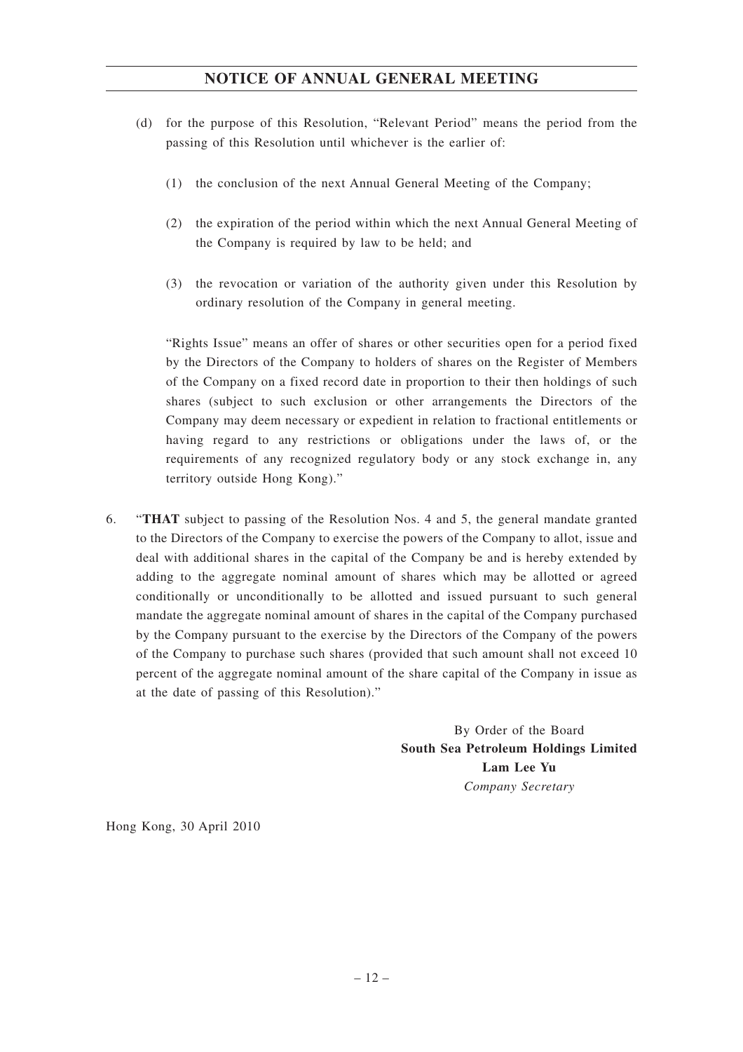(d) for the purpose of this Resolution, "Relevant Period" means the period from the passing of this Resolution until whichever is the earlier of:

(1) the conclusion of the next Annual General Meeting of the Company;

(2) the expiration of the period within which the next Annual General Meeting of the Company is required by law to be held; and

(3) the revocation or variation of the authority given under this Resolution by ordinary resolution of the Company in general meeting.

"Rights Issue" means an offer of shares or other securities open for a period fixed by the Directors of the Company to holders of shares on the Register of Members of the Company on a fixed record date in proportion to their then holdings of such shares (subject to such exclusion or other arrangements the Directors of the Company may deem necessary or expedient in relation to fractional entitlements or having regard to any restrictions or obligations under the laws of, or the requirements of any recognized regulatory body or any stock exchange in, any territory outside Hong Kong)."

6. "**THAT** subject to passing of the Resolution Nos. 4 and 5, the general mandate granted to the Directors of the Company to exercise the powers of the Company to allot, issue and deal with additional shares in the capital of the Company be and is hereby extended by adding to the aggregate nominal amount of shares which may be allotted or agreed conditionally or unconditionally to be allotted and issued pursuant to such general mandate the aggregate nominal amount of shares in the capital of the Company purchased by the Company pursuant to the exercise by the Directors of the Company of the powers of the Company to purchase such shares (provided that such amount shall not exceed 10 percent of the aggregate nominal amount of the share capital of the Company in issue as at the date of passing of this Resolution)."

By Order of the Board
**South Sea Petroleum Holdings Limited**
**Lam Lee Yu**
*Company Secretary*

Hong Kong, 30 April 2010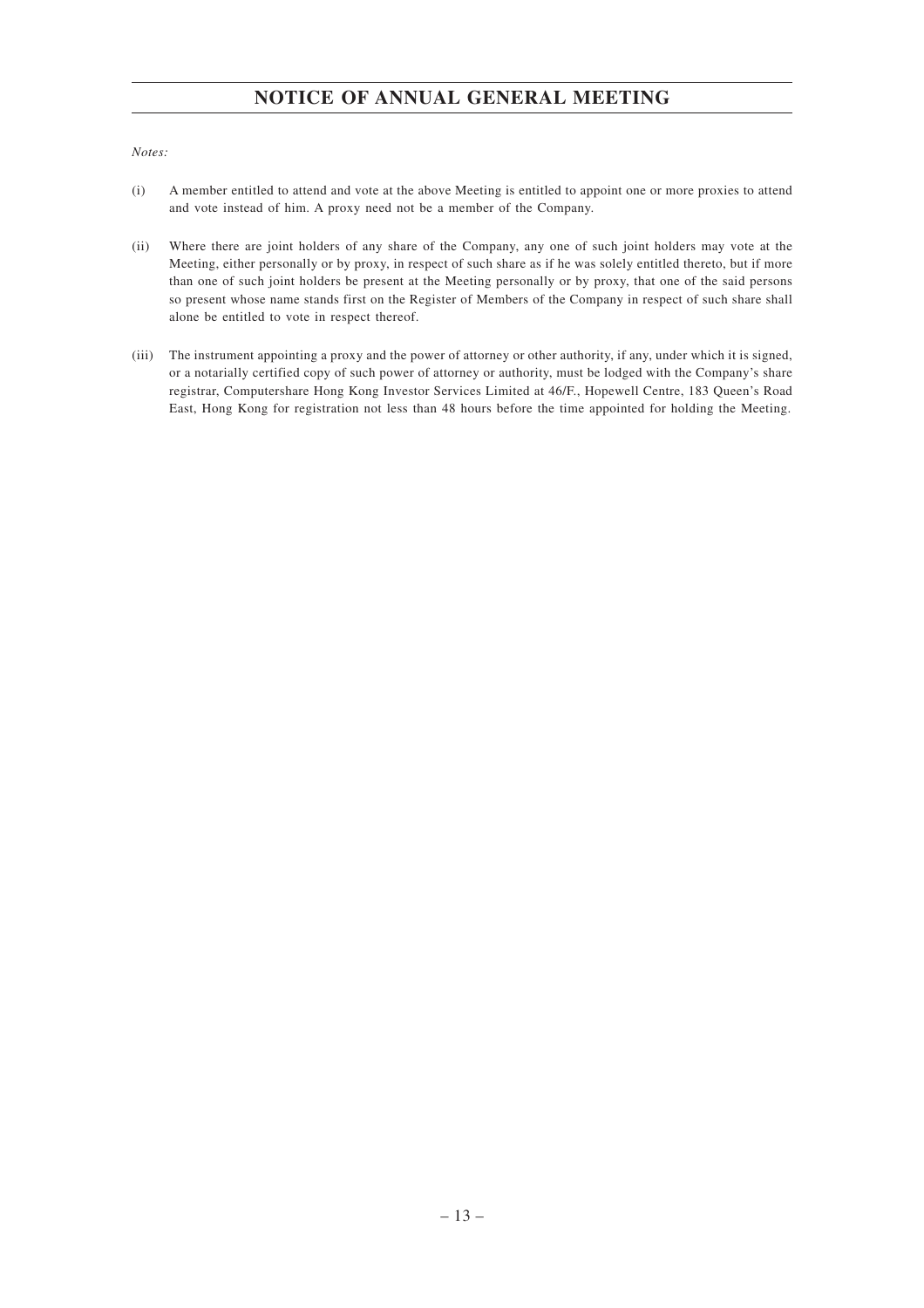# NOTICE OF ANNUAL GENERAL MEETING

*Notes:*

(i) A member entitled to attend and vote at the above Meeting is entitled to appoint one or more proxies to attend and vote instead of him. A proxy need not be a member of the Company.

(ii) Where there are joint holders of any share of the Company, any one of such joint holders may vote at the Meeting, either personally or by proxy, in respect of such share as if he was solely entitled thereto, but if more than one of such joint holders be present at the Meeting personally or by proxy, that one of the said persons so present whose name stands first on the Register of Members of the Company in respect of such share shall alone be entitled to vote in respect thereof.

(iii) The instrument appointing a proxy and the power of attorney or other authority, if any, under which it is signed, or a notarially certified copy of such power of attorney or authority, must be lodged with the Company's share registrar, Computershare Hong Kong Investor Services Limited at 46/F., Hopewell Centre, 183 Queen's Road East, Hong Kong for registration not less than 48 hours before the time appointed for holding the Meeting.